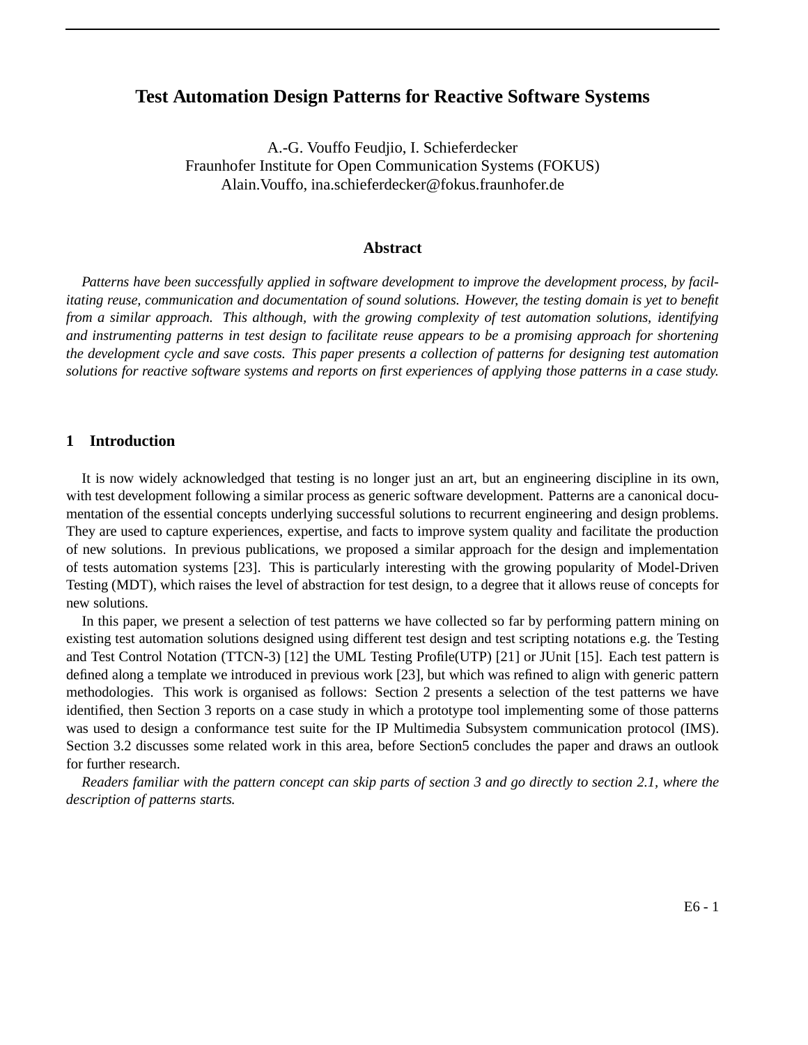# Test Automation Design Patterns for Reactive Software Systems

A.-G. Vouffo Feudjio, I. Schieferdecker
Fraunhofer Institute for Open Communication Systems (FOKUS)
Alain.Vouffo, ina.schieferdecker@fokus.fraunhofer.de

## Abstract

*Patterns have been successfully applied in software development to improve the development process, by facilitating reuse, communication and documentation of sound solutions. However, the testing domain is yet to benefit from a similar approach. This although, with the growing complexity of test automation solutions, identifying and instrumenting patterns in test design to facilitate reuse appears to be a promising approach for shortening the development cycle and save costs. This paper presents a collection of patterns for designing test automation solutions for reactive software systems and reports on first experiences of applying those patterns in a case study.*

## 1 Introduction

It is now widely acknowledged that testing is no longer just an art, but an engineering discipline in its own, with test development following a similar process as generic software development. Patterns are a canonical documentation of the essential concepts underlying successful solutions to recurrent engineering and design problems. They are used to capture experiences, expertise, and facts to improve system quality and facilitate the production of new solutions. In previous publications, we proposed a similar approach for the design and implementation of tests automation systems [23]. This is particularly interesting with the growing popularity of Model-Driven Testing (MDT), which raises the level of abstraction for test design, to a degree that it allows reuse of concepts for new solutions.

In this paper, we present a selection of test patterns we have collected so far by performing pattern mining on existing test automation solutions designed using different test design and test scripting notations e.g. the Testing and Test Control Notation (TTCN-3) [12] the UML Testing Profile(UTP) [21] or JUnit [15]. Each test pattern is defined along a template we introduced in previous work [23], but which was refined to align with generic pattern methodologies. This work is organised as follows: Section 2 presents a selection of the test patterns we have identified, then Section 3 reports on a case study in which a prototype tool implementing some of those patterns was used to design a conformance test suite for the IP Multimedia Subsystem communication protocol (IMS). Section 3.2 discusses some related work in this area, before Section5 concludes the paper and draws an outlook for further research.

*Readers familiar with the pattern concept can skip parts of section 3 and go directly to section 2.1, where the description of patterns starts.*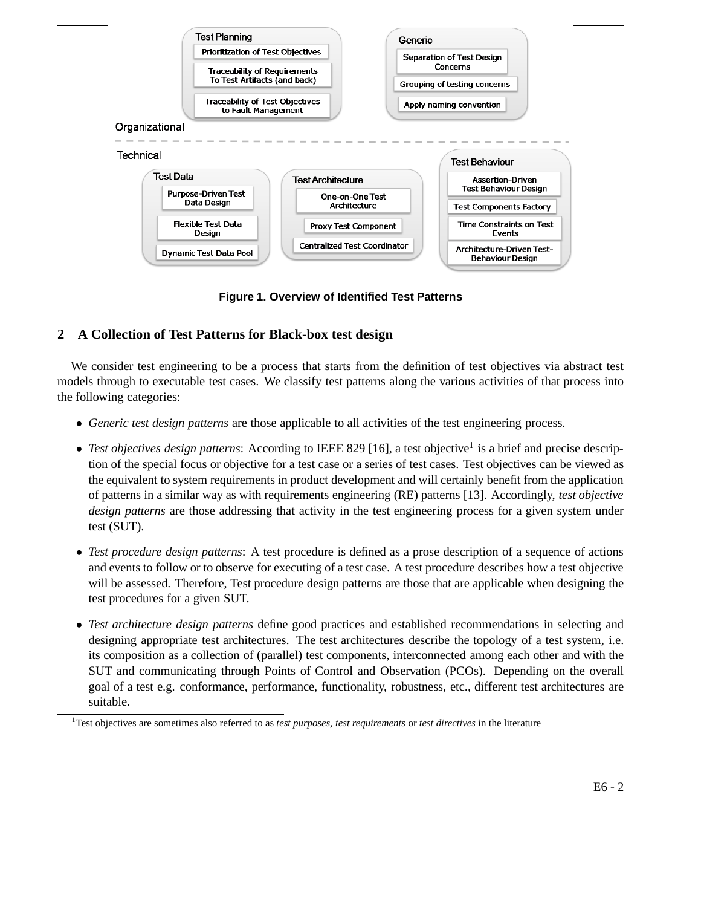Figure 1. Overview of Identified Test Patterns

## 2 A Collection of Test Patterns for Black-box test design

We consider test engineering to be a process that starts from the definition of test objectives via abstract test models through to executable test cases. We classify test patterns along the various activities of that process into the following categories:

- *Generic test design patterns* are those applicable to all activities of the test engineering process.
- *Test objectives design patterns*: According to IEEE 829 [16], a test objective[1] is a brief and precise description of the special focus or objective for a test case or a series of test cases. Test objectives can be viewed as the equivalent to system requirements in product development and will certainly benefit from the application of patterns in a similar way as with requirements engineering (RE) patterns [13]. Accordingly, *test objective design patterns* are those addressing that activity in the test engineering process for a given system under test (SUT).
- *Test procedure design patterns*: A test procedure is defined as a prose description of a sequence of actions and events to follow or to observe for executing of a test case. A test procedure describes how a test objective will be assessed. Therefore, Test procedure design patterns are those that are applicable when designing the test procedures for a given SUT.
- *Test architecture design patterns* define good practices and established recommendations in selecting and designing appropriate test architectures. The test architectures describe the topology of a test system, i.e. its composition as a collection of (parallel) test components, interconnected among each other and with the SUT and communicating through Points of Control and Observation (PCOs). Depending on the overall goal of a test e.g. conformance, performance, functionality, robustness, etc., different test architectures are suitable.

[1] Test objectives are sometimes also referred to as *test purposes*, *test requirements* or *test directives* in the literature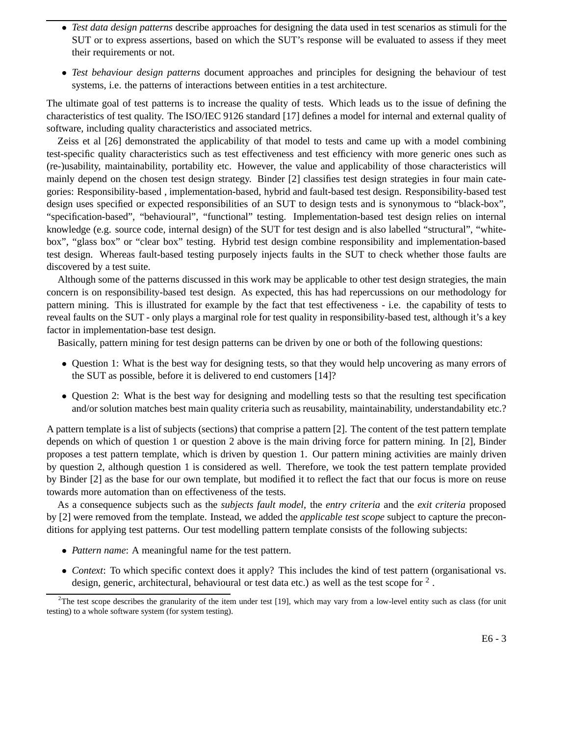- *Test data design patterns* describe approaches for designing the data used in test scenarios as stimuli for the SUT or to express assertions, based on which the SUT's response will be evaluated to assess if they meet their requirements or not.
- *Test behaviour design patterns* document approaches and principles for designing the behaviour of test systems, i.e. the patterns of interactions between entities in a test architecture.

The ultimate goal of test patterns is to increase the quality of tests. Which leads us to the issue of defining the characteristics of test quality. The ISO/IEC 9126 standard [17] defines a model for internal and external quality of software, including quality characteristics and associated metrics.

Zeiss et al [26] demonstrated the applicability of that model to tests and came up with a model combining test-specific quality characteristics such as test effectiveness and test efficiency with more generic ones such as (re-)usability, maintainability, portability etc. However, the value and applicability of those characteristics will mainly depend on the chosen test design strategy. Binder [2] classifies test design strategies in four main categories: Responsibility-based , implementation-based, hybrid and fault-based test design. Responsibility-based test design uses specified or expected responsibilities of an SUT to design tests and is synonymous to "black-box", "specification-based", "behavioural", "functional" testing. Implementation-based test design relies on internal knowledge (e.g. source code, internal design) of the SUT for test design and is also labelled "structural", "white-box", "glass box" or "clear box" testing. Hybrid test design combine responsibility and implementation-based test design. Whereas fault-based testing purposely injects faults in the SUT to check whether those faults are discovered by a test suite.

Although some of the patterns discussed in this work may be applicable to other test design strategies, the main concern is on responsibility-based test design. As expected, this has had repercussions on our methodology for pattern mining. This is illustrated for example by the fact that test effectiveness - i.e. the capability of tests to reveal faults on the SUT - only plays a marginal role for test quality in responsibility-based test, although it's a key factor in implementation-base test design.

Basically, pattern mining for test design patterns can be driven by one or both of the following questions:

- Question 1: What is the best way for designing tests, so that they would help uncovering as many errors of the SUT as possible, before it is delivered to end customers [14]?
- Question 2: What is the best way for designing and modelling tests so that the resulting test specification and/or solution matches best main quality criteria such as reusability, maintainability, understandability etc.?

A pattern template is a list of subjects (sections) that comprise a pattern [2]. The content of the test pattern template depends on which of question 1 or question 2 above is the main driving force for pattern mining. In [2], Binder proposes a test pattern template, which is driven by question 1. Our pattern mining activities are mainly driven by question 2, although question 1 is considered as well. Therefore, we took the test pattern template provided by Binder [2] as the base for our own template, but modified it to reflect the fact that our focus is more on reuse towards more automation than on effectiveness of the tests.

As a consequence subjects such as the *subjects fault model*, the *entry criteria* and the *exit criteria* proposed by [2] were removed from the template. Instead, we added the *applicable test scope* subject to capture the preconditions for applying test patterns. Our test modelling pattern template consists of the following subjects:

- *Pattern name*: A meaningful name for the test pattern.
- *Context*: To which specific context does it apply? This includes the kind of test pattern (organisational vs. design, generic, architectural, behavioural or test data etc.) as well as the test scope for [2] .

[2] The test scope describes the granularity of the item under test [19], which may vary from a low-level entity such as class (for unit testing) to a whole software system (for system testing).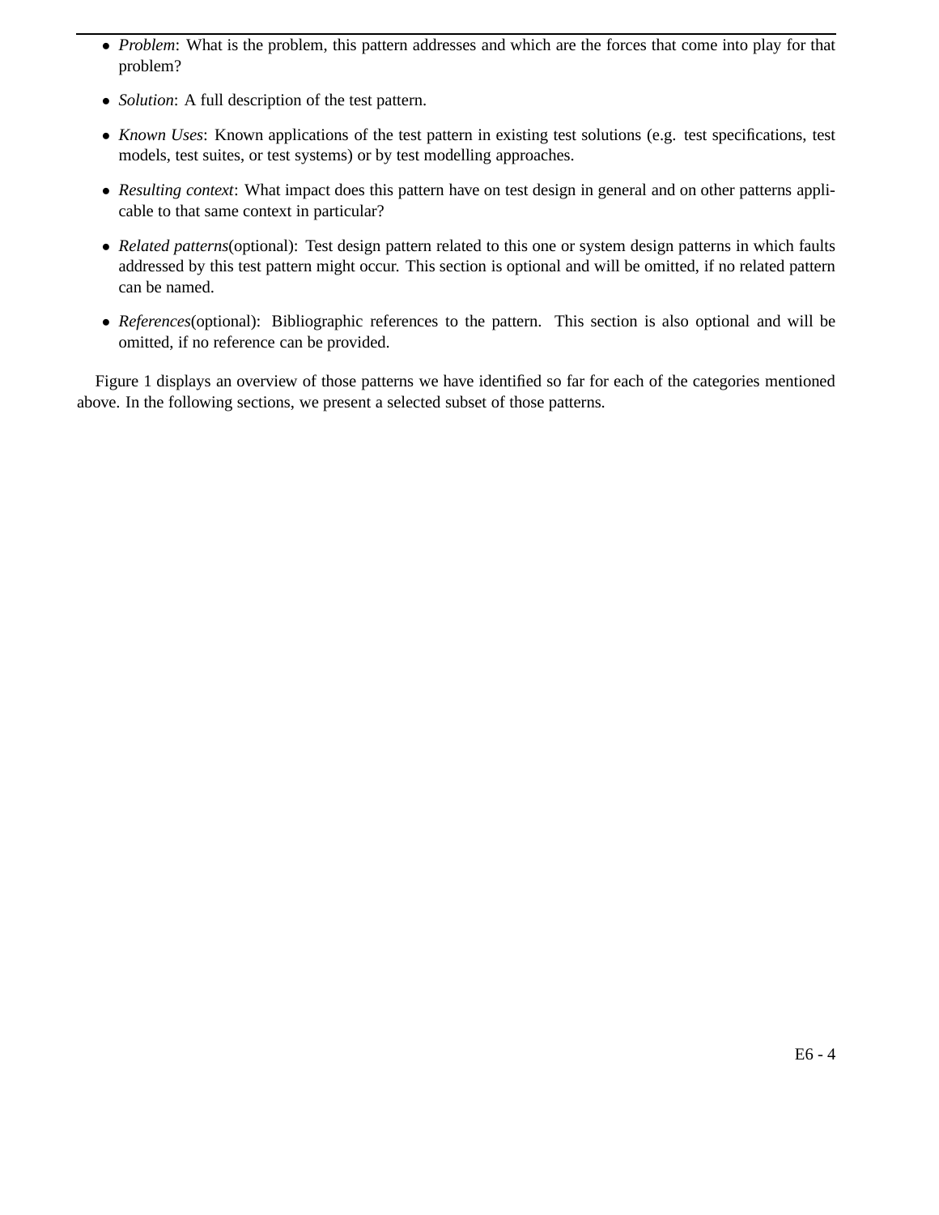- *Problem*: What is the problem, this pattern addresses and which are the forces that come into play for that problem?
- *Solution*: A full description of the test pattern.
- *Known Uses*: Known applications of the test pattern in existing test solutions (e.g. test specifications, test models, test suites, or test systems) or by test modelling approaches.
- *Resulting context*: What impact does this pattern have on test design in general and on other patterns applicable to that same context in particular?
- *Related patterns*(optional): Test design pattern related to this one or system design patterns in which faults addressed by this test pattern might occur. This section is optional and will be omitted, if no related pattern can be named.
- *References*(optional): Bibliographic references to the pattern. This section is also optional and will be omitted, if no reference can be provided.

Figure 1 displays an overview of those patterns we have identified so far for each of the categories mentioned above. In the following sections, we present a selected subset of those patterns.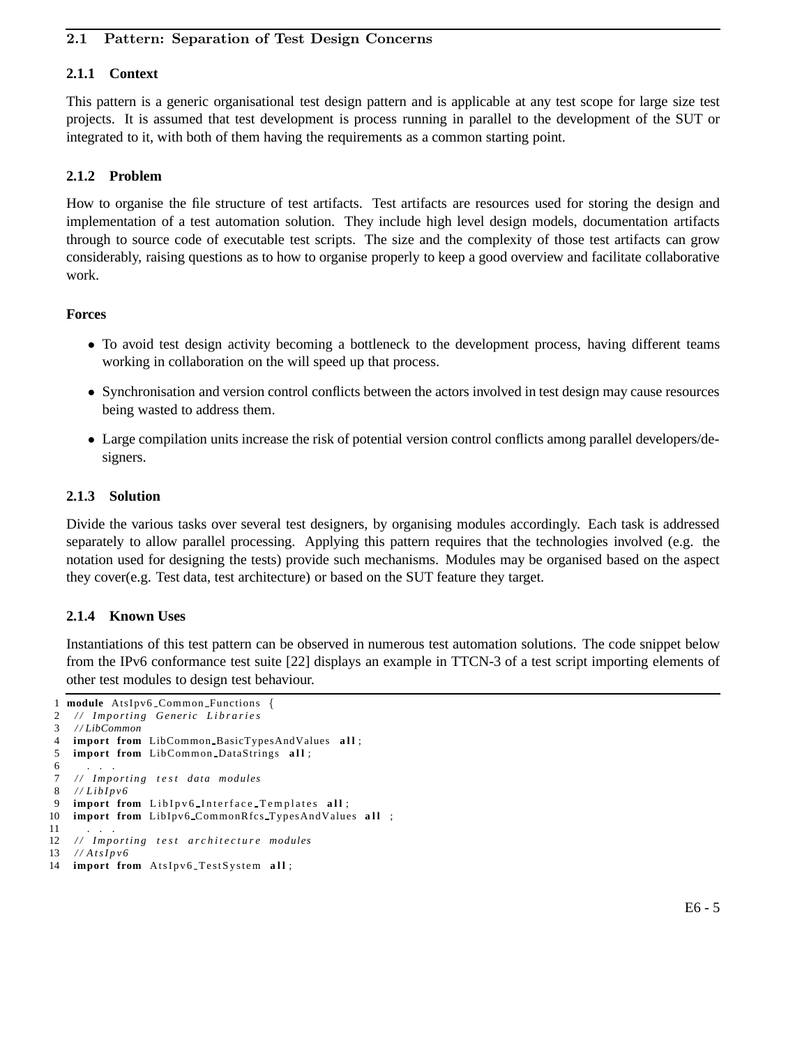## 2.1 Pattern: Separation of Test Design Concerns

### 2.1.1 Context

This pattern is a generic organisational test design pattern and is applicable at any test scope for large size test projects. It is assumed that test development is process running in parallel to the development of the SUT or integrated to it, with both of them having the requirements as a common starting point.

### 2.1.2 Problem

How to organise the file structure of test artifacts. Test artifacts are resources used for storing the design and implementation of a test automation solution. They include high level design models, documentation artifacts through to source code of executable test scripts. The size and the complexity of those test artifacts can grow considerably, raising questions as to how to organise properly to keep a good overview and facilitate collaborative work.

**Forces**

- To avoid test design activity becoming a bottleneck to the development process, having different teams working in collaboration on the will speed up that process.
- Synchronisation and version control conflicts between the actors involved in test design may cause resources being wasted to address them.
- Large compilation units increase the risk of potential version control conflicts among parallel developers/designers.

### 2.1.3 Solution

Divide the various tasks over several test designers, by organising modules accordingly. Each task is addressed separately to allow parallel processing. Applying this pattern requires that the technologies involved (e.g. the notation used for designing the tests) provide such mechanisms. Modules may be organised based on the aspect they cover(e.g. Test data, test architecture) or based on the SUT feature they target.

### 2.1.4 Known Uses

Instantiations of this test pattern can be observed in numerous test automation solutions. The code snippet below from the IPv6 conformance test suite [22] displays an example in TTCN-3 of a test script importing elements of other test modules to design test behaviour.

```
1  module AtsIpv6_Common_Functions {
2   // Importing Generic Libraries
3   //LibCommon
4   import from LibCommon_BasicTypesAndValues all;
5   import from LibCommon_DataStrings all;
6     . . .
7   // Importing test data modules
8   //LibIpv6
9   import from LibIpv6_Interface_Templates all;
10  import from LibIpv6_CommonRfcs_TypesAndValues all ;
11    . . .
12  // Importing test architecture modules
13  //AtsIpv6
14  import from AtsIpv6_TestSystem all;
```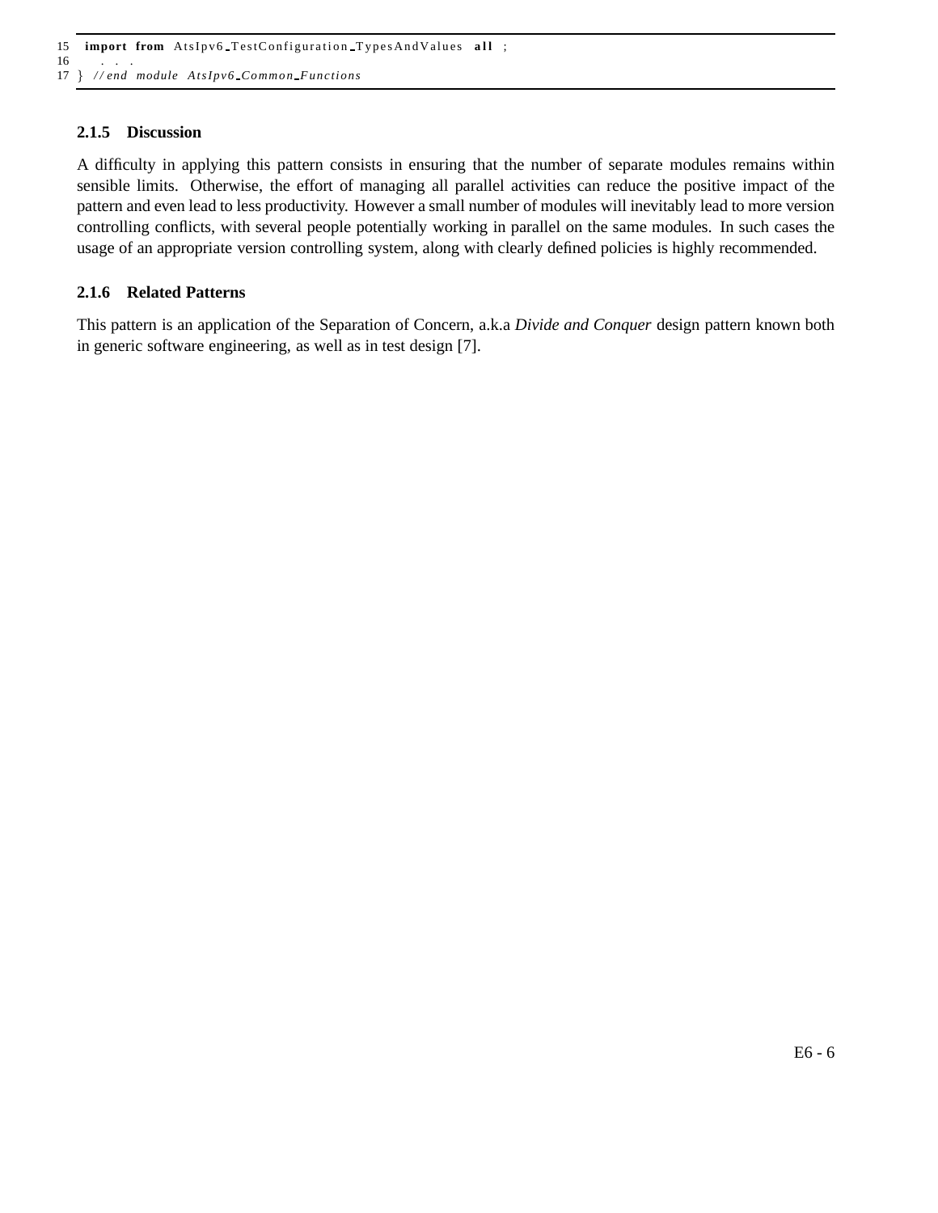```
15  import from AtsIpv6_TestConfiguration_TypesAndValues all ;
16    . . .
17 } //end module AtsIpv6_Common_Functions
```

### 2.1.5 Discussion

A difficulty in applying this pattern consists in ensuring that the number of separate modules remains within sensible limits. Otherwise, the effort of managing all parallel activities can reduce the positive impact of the pattern and even lead to less productivity. However a small number of modules will inevitably lead to more version controlling conflicts, with several people potentially working in parallel on the same modules. In such cases the usage of an appropriate version controlling system, along with clearly defined policies is highly recommended.

### 2.1.6 Related Patterns

This pattern is an application of the Separation of Concern, a.k.a *Divide and Conquer* design pattern known both in generic software engineering, as well as in test design [7].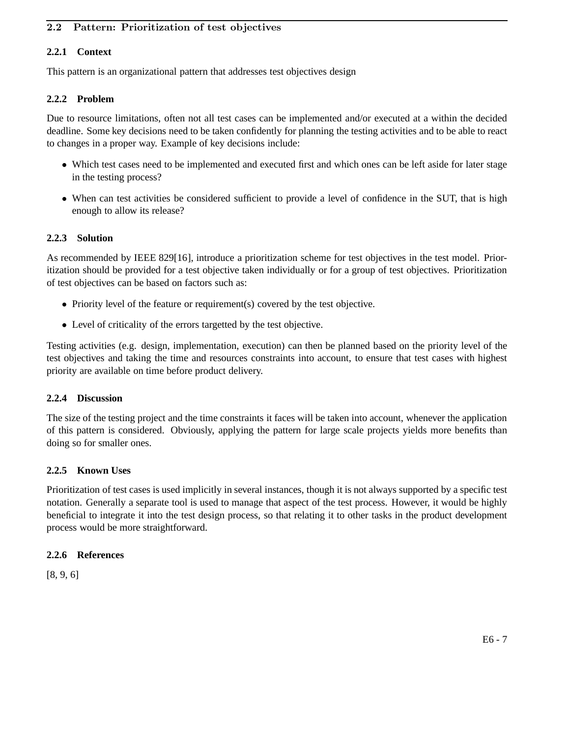## 2.2 Pattern: Prioritization of test objectives

### 2.2.1 Context

This pattern is an organizational pattern that addresses test objectives design

### 2.2.2 Problem

Due to resource limitations, often not all test cases can be implemented and/or executed at a within the decided deadline. Some key decisions need to be taken confidently for planning the testing activities and to be able to react to changes in a proper way. Example of key decisions include:

- Which test cases need to be implemented and executed first and which ones can be left aside for later stage in the testing process?
- When can test activities be considered sufficient to provide a level of confidence in the SUT, that is high enough to allow its release?

### 2.2.3 Solution

As recommended by IEEE 829[16], introduce a prioritization scheme for test objectives in the test model. Prioritization should be provided for a test objective taken individually or for a group of test objectives. Prioritization of test objectives can be based on factors such as:

- Priority level of the feature or requirement(s) covered by the test objective.
- Level of criticality of the errors targetted by the test objective.

Testing activities (e.g. design, implementation, execution) can then be planned based on the priority level of the test objectives and taking the time and resources constraints into account, to ensure that test cases with highest priority are available on time before product delivery.

### 2.2.4 Discussion

The size of the testing project and the time constraints it faces will be taken into account, whenever the application of this pattern is considered. Obviously, applying the pattern for large scale projects yields more benefits than doing so for smaller ones.

### 2.2.5 Known Uses

Prioritization of test cases is used implicitly in several instances, though it is not always supported by a specific test notation. Generally a separate tool is used to manage that aspect of the test process. However, it would be highly beneficial to integrate it into the test design process, so that relating it to other tasks in the product development process would be more straightforward.

### 2.2.6 References

[8, 9, 6]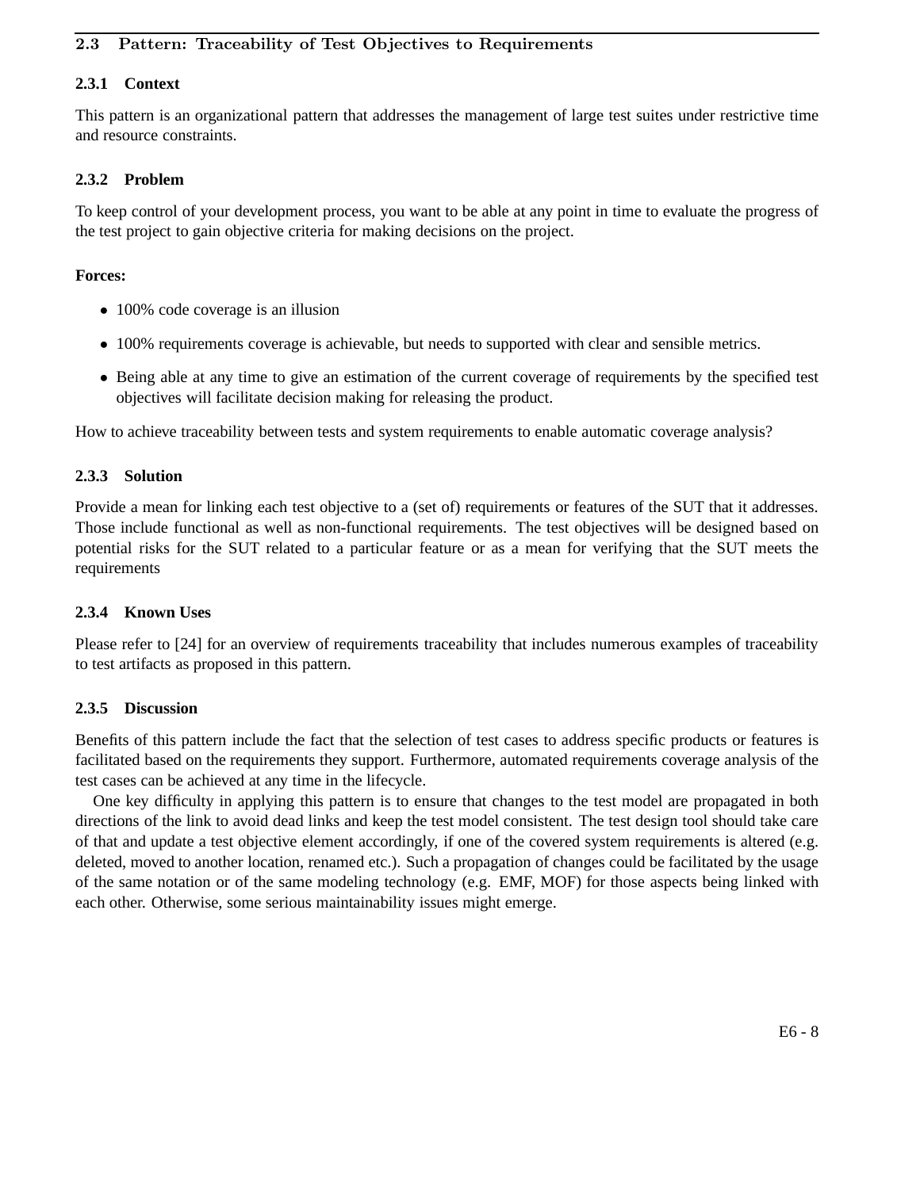## 2.3 Pattern: Traceability of Test Objectives to Requirements

### 2.3.1 Context

This pattern is an organizational pattern that addresses the management of large test suites under restrictive time and resource constraints.

### 2.3.2 Problem

To keep control of your development process, you want to be able at any point in time to evaluate the progress of the test project to gain objective criteria for making decisions on the project.

**Forces:**

- 100% code coverage is an illusion
- 100% requirements coverage is achievable, but needs to supported with clear and sensible metrics.
- Being able at any time to give an estimation of the current coverage of requirements by the specified test objectives will facilitate decision making for releasing the product.

How to achieve traceability between tests and system requirements to enable automatic coverage analysis?

### 2.3.3 Solution

Provide a mean for linking each test objective to a (set of) requirements or features of the SUT that it addresses. Those include functional as well as non-functional requirements. The test objectives will be designed based on potential risks for the SUT related to a particular feature or as a mean for verifying that the SUT meets the requirements

### 2.3.4 Known Uses

Please refer to [24] for an overview of requirements traceability that includes numerous examples of traceability to test artifacts as proposed in this pattern.

### 2.3.5 Discussion

Benefits of this pattern include the fact that the selection of test cases to address specific products or features is facilitated based on the requirements they support. Furthermore, automated requirements coverage analysis of the test cases can be achieved at any time in the lifecycle.

One key difficulty in applying this pattern is to ensure that changes to the test model are propagated in both directions of the link to avoid dead links and keep the test model consistent. The test design tool should take care of that and update a test objective element accordingly, if one of the covered system requirements is altered (e.g. deleted, moved to another location, renamed etc.). Such a propagation of changes could be facilitated by the usage of the same notation or of the same modeling technology (e.g. EMF, MOF) for those aspects being linked with each other. Otherwise, some serious maintainability issues might emerge.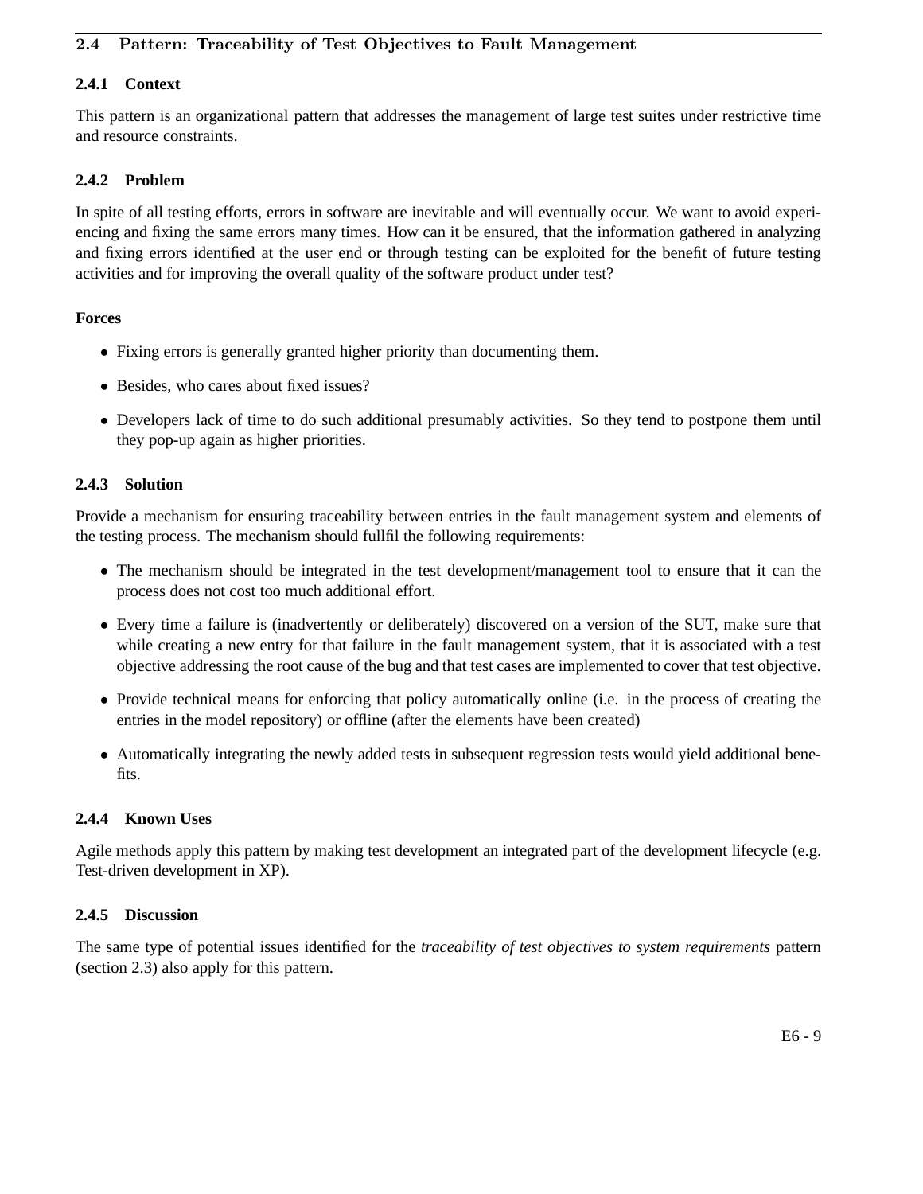## 2.4 Pattern: Traceability of Test Objectives to Fault Management

### 2.4.1 Context

This pattern is an organizational pattern that addresses the management of large test suites under restrictive time and resource constraints.

### 2.4.2 Problem

In spite of all testing efforts, errors in software are inevitable and will eventually occur. We want to avoid experiencing and fixing the same errors many times. How can it be ensured, that the information gathered in analyzing and fixing errors identified at the user end or through testing can be exploited for the benefit of future testing activities and for improving the overall quality of the software product under test?

**Forces**

- Fixing errors is generally granted higher priority than documenting them.
- Besides, who cares about fixed issues?
- Developers lack of time to do such additional presumably activities. So they tend to postpone them until they pop-up again as higher priorities.

### 2.4.3 Solution

Provide a mechanism for ensuring traceability between entries in the fault management system and elements of the testing process. The mechanism should fullfil the following requirements:

- The mechanism should be integrated in the test development/management tool to ensure that it can the process does not cost too much additional effort.
- Every time a failure is (inadvertently or deliberately) discovered on a version of the SUT, make sure that while creating a new entry for that failure in the fault management system, that it is associated with a test objective addressing the root cause of the bug and that test cases are implemented to cover that test objective.
- Provide technical means for enforcing that policy automatically online (i.e. in the process of creating the entries in the model repository) or offline (after the elements have been created)
- Automatically integrating the newly added tests in subsequent regression tests would yield additional benefits.

### 2.4.4 Known Uses

Agile methods apply this pattern by making test development an integrated part of the development lifecycle (e.g. Test-driven development in XP).

### 2.4.5 Discussion

The same type of potential issues identified for the *traceability of test objectives to system requirements* pattern (section 2.3) also apply for this pattern.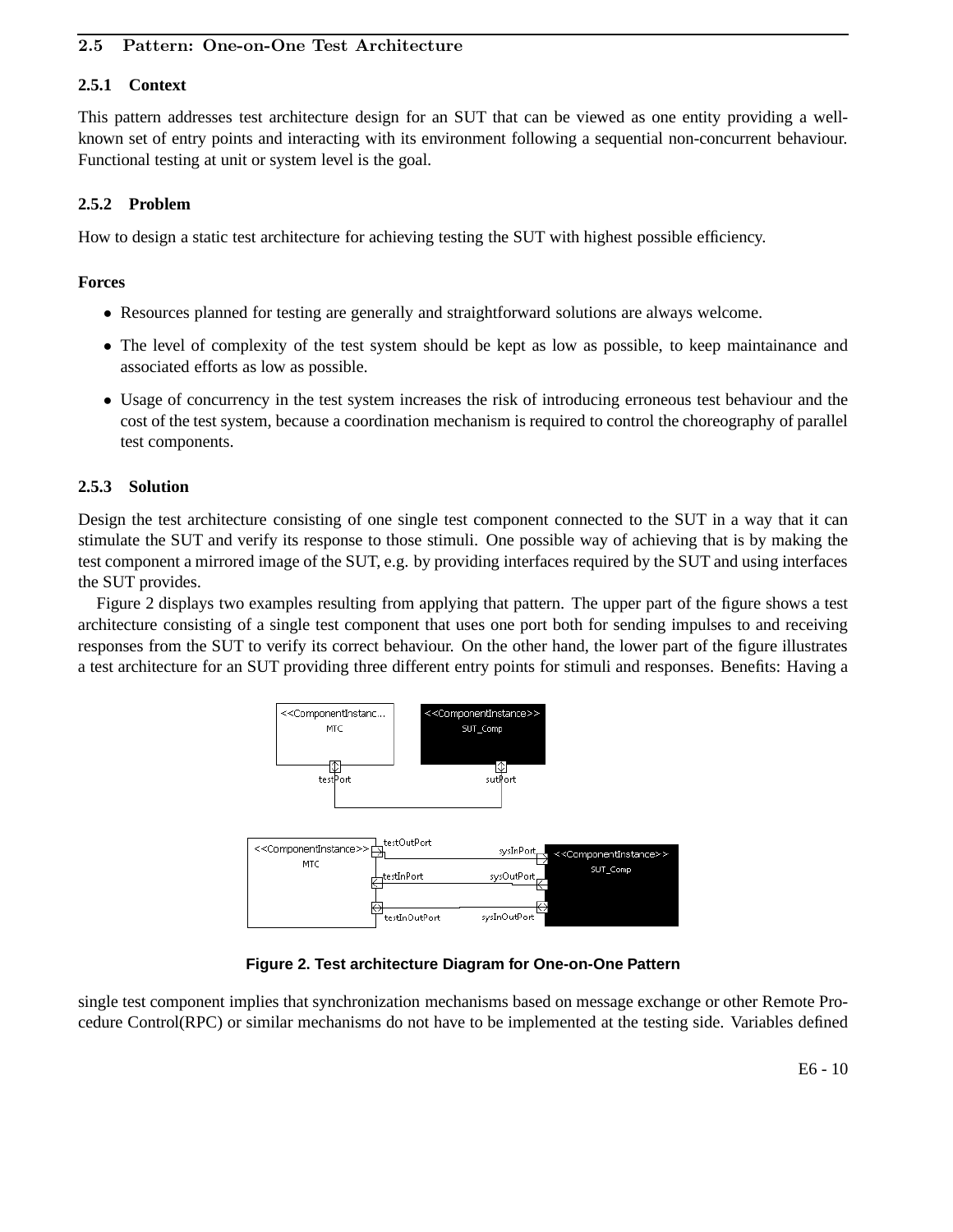### 2.5 Pattern: One-on-One Test Architecture

#### 2.5.1 Context

This pattern addresses test architecture design for an SUT that can be viewed as one entity providing a well-known set of entry points and interacting with its environment following a sequential non-concurrent behaviour. Functional testing at unit or system level is the goal.

#### 2.5.2 Problem

How to design a static test architecture for achieving testing the SUT with highest possible efficiency.

**Forces**

- Resources planned for testing are generally and straightforward solutions are always welcome.
- The level of complexity of the test system should be kept as low as possible, to keep maintainance and associated efforts as low as possible.
- Usage of concurrency in the test system increases the risk of introducing erroneous test behaviour and the cost of the test system, because a coordination mechanism is required to control the choreography of parallel test components.

#### 2.5.3 Solution

Design the test architecture consisting of one single test component connected to the SUT in a way that it can stimulate the SUT and verify its response to those stimuli. One possible way of achieving that is by making the test component a mirrored image of the SUT, e.g. by providing interfaces required by the SUT and using interfaces the SUT provides.

Figure 2 displays two examples resulting from applying that pattern. The upper part of the figure shows a test architecture consisting of a single test component that uses one port both for sending impulses to and receiving responses from the SUT to verify its correct behaviour. On the other hand, the lower part of the figure illustrates a test architecture for an SUT providing three different entry points for stimuli and responses. Benefits: Having a

**Figure 2. Test architecture Diagram for One-on-One Pattern**

single test component implies that synchronization mechanisms based on message exchange or other Remote Procedure Control(RPC) or similar mechanisms do not have to be implemented at the testing side. Variables defined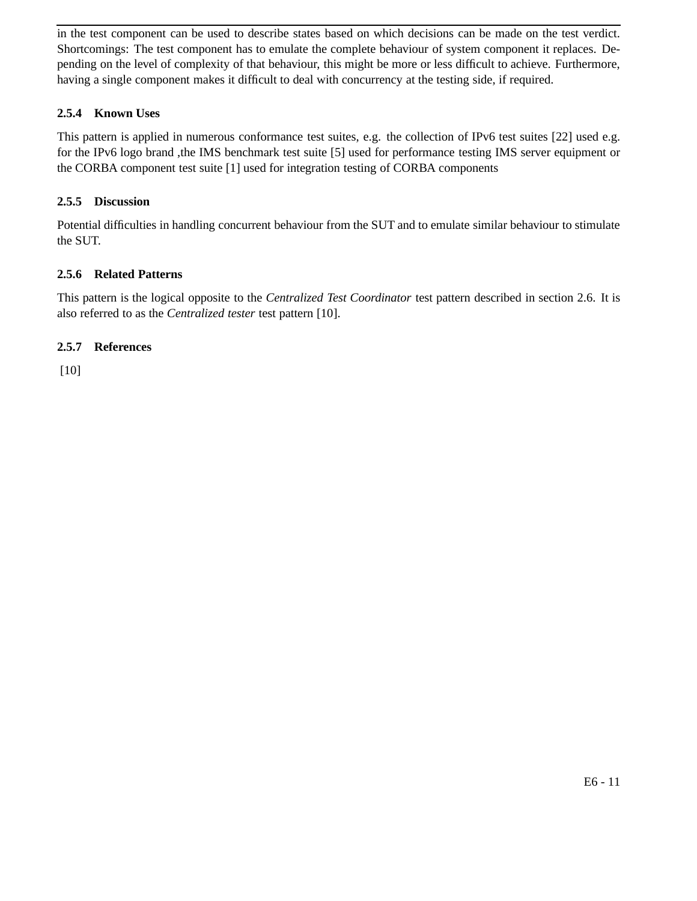in the test component can be used to describe states based on which decisions can be made on the test verdict. Shortcomings: The test component has to emulate the complete behaviour of system component it replaces. Depending on the level of complexity of that behaviour, this might be more or less difficult to achieve. Furthermore, having a single component makes it difficult to deal with concurrency at the testing side, if required.

### 2.5.4 Known Uses

This pattern is applied in numerous conformance test suites, e.g. the collection of IPv6 test suites [22] used e.g. for the IPv6 logo brand ,the IMS benchmark test suite [5] used for performance testing IMS server equipment or the CORBA component test suite [1] used for integration testing of CORBA components

### 2.5.5 Discussion

Potential difficulties in handling concurrent behaviour from the SUT and to emulate similar behaviour to stimulate the SUT.

### 2.5.6 Related Patterns

This pattern is the logical opposite to the *Centralized Test Coordinator* test pattern described in section 2.6. It is also referred to as the *Centralized tester* test pattern [10].

### 2.5.7 References

[10]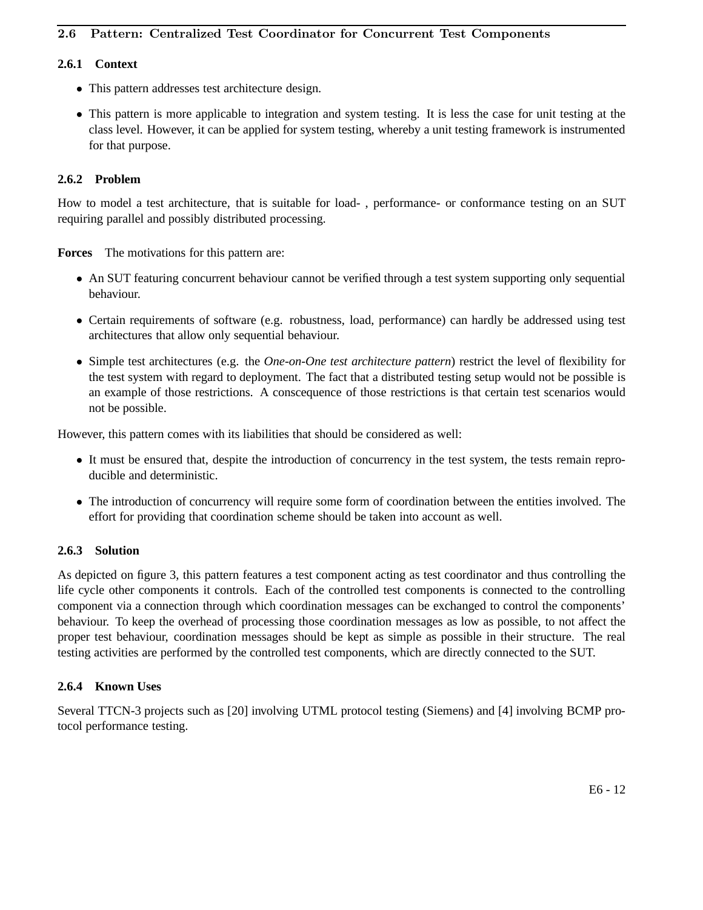## 2.6 Pattern: Centralized Test Coordinator for Concurrent Test Components

### 2.6.1 Context

- This pattern addresses test architecture design.
- This pattern is more applicable to integration and system testing. It is less the case for unit testing at the class level. However, it can be applied for system testing, whereby a unit testing framework is instrumented for that purpose.

### 2.6.2 Problem

How to model a test architecture, that is suitable for load- , performance- or conformance testing on an SUT requiring parallel and possibly distributed processing.

**Forces** The motivations for this pattern are:

- An SUT featuring concurrent behaviour cannot be verified through a test system supporting only sequential behaviour.
- Certain requirements of software (e.g. robustness, load, performance) can hardly be addressed using test architectures that allow only sequential behaviour.
- Simple test architectures (e.g. the *One-on-One test architecture pattern*) restrict the level of flexibility for the test system with regard to deployment. The fact that a distributed testing setup would not be possible is an example of those restrictions. A conscequence of those restrictions is that certain test scenarios would not be possible.

However, this pattern comes with its liabilities that should be considered as well:

- It must be ensured that, despite the introduction of concurrency in the test system, the tests remain reproducible and deterministic.
- The introduction of concurrency will require some form of coordination between the entities involved. The effort for providing that coordination scheme should be taken into account as well.

### 2.6.3 Solution

As depicted on figure 3, this pattern features a test component acting as test coordinator and thus controlling the life cycle other components it controls. Each of the controlled test components is connected to the controlling component via a connection through which coordination messages can be exchanged to control the components' behaviour. To keep the overhead of processing those coordination messages as low as possible, to not affect the proper test behaviour, coordination messages should be kept as simple as possible in their structure. The real testing activities are performed by the controlled test components, which are directly connected to the SUT.

### 2.6.4 Known Uses

Several TTCN-3 projects such as [20] involving UTML protocol testing (Siemens) and [4] involving BCMP protocol performance testing.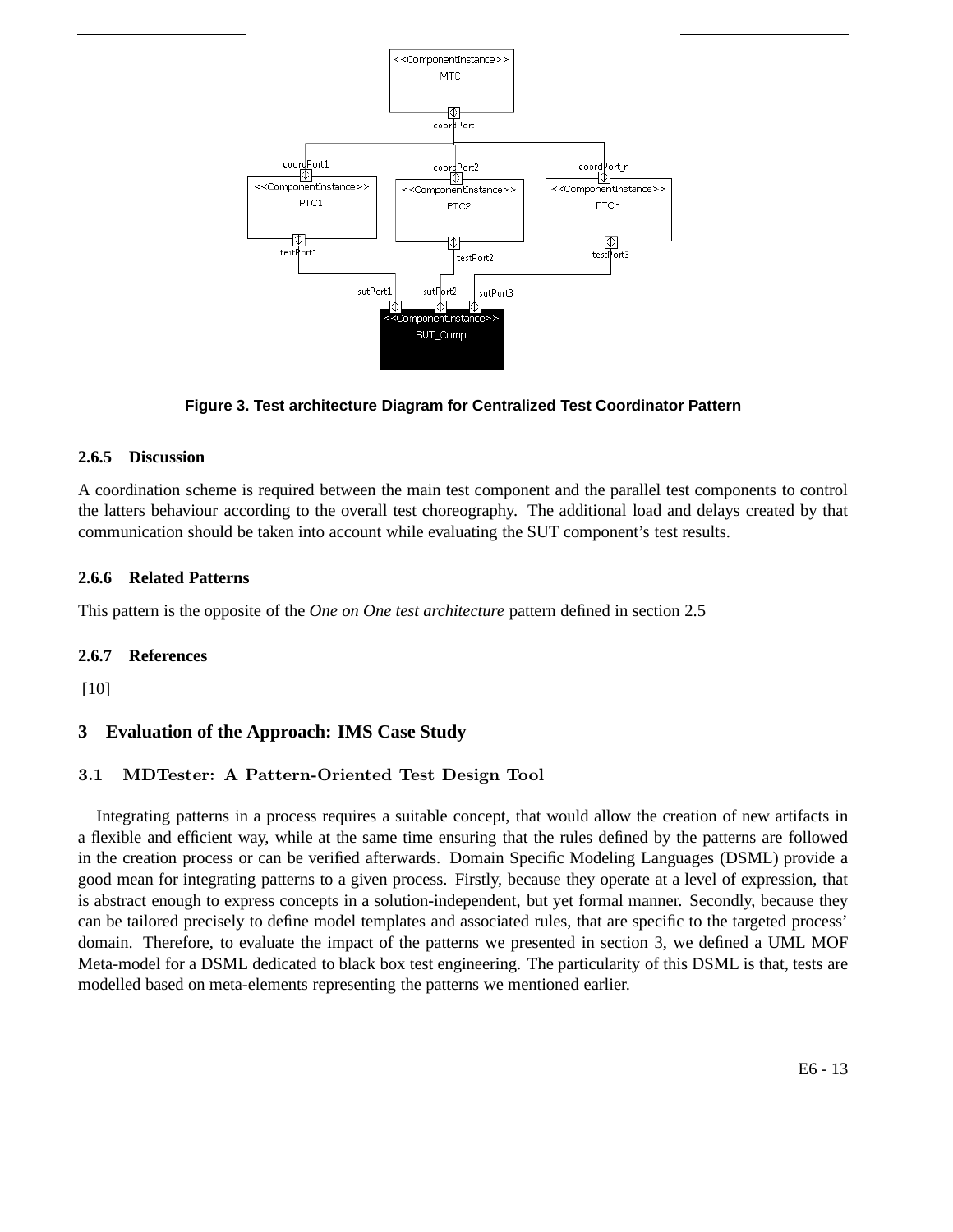Figure 3. Test architecture Diagram for Centralized Test Coordinator Pattern

#### 2.6.5 Discussion

A coordination scheme is required between the main test component and the parallel test components to control the latters behaviour according to the overall test choreography. The additional load and delays created by that communication should be taken into account while evaluating the SUT component's test results.

#### 2.6.6 Related Patterns

This pattern is the opposite of the *One on One test architecture* pattern defined in section 2.5

#### 2.6.7 References

[10]

## 3 Evaluation of the Approach: IMS Case Study

### 3.1 MDTester: A Pattern-Oriented Test Design Tool

Integrating patterns in a process requires a suitable concept, that would allow the creation of new artifacts in a flexible and efficient way, while at the same time ensuring that the rules defined by the patterns are followed in the creation process or can be verified afterwards. Domain Specific Modeling Languages (DSML) provide a good mean for integrating patterns to a given process. Firstly, because they operate at a level of expression, that is abstract enough to express concepts in a solution-independent, but yet formal manner. Secondly, because they can be tailored precisely to define model templates and associated rules, that are specific to the targeted process' domain. Therefore, to evaluate the impact of the patterns we presented in section 3, we defined a UML MOF Meta-model for a DSML dedicated to black box test engineering. The particularity of this DSML is that, tests are modelled based on meta-elements representing the patterns we mentioned earlier.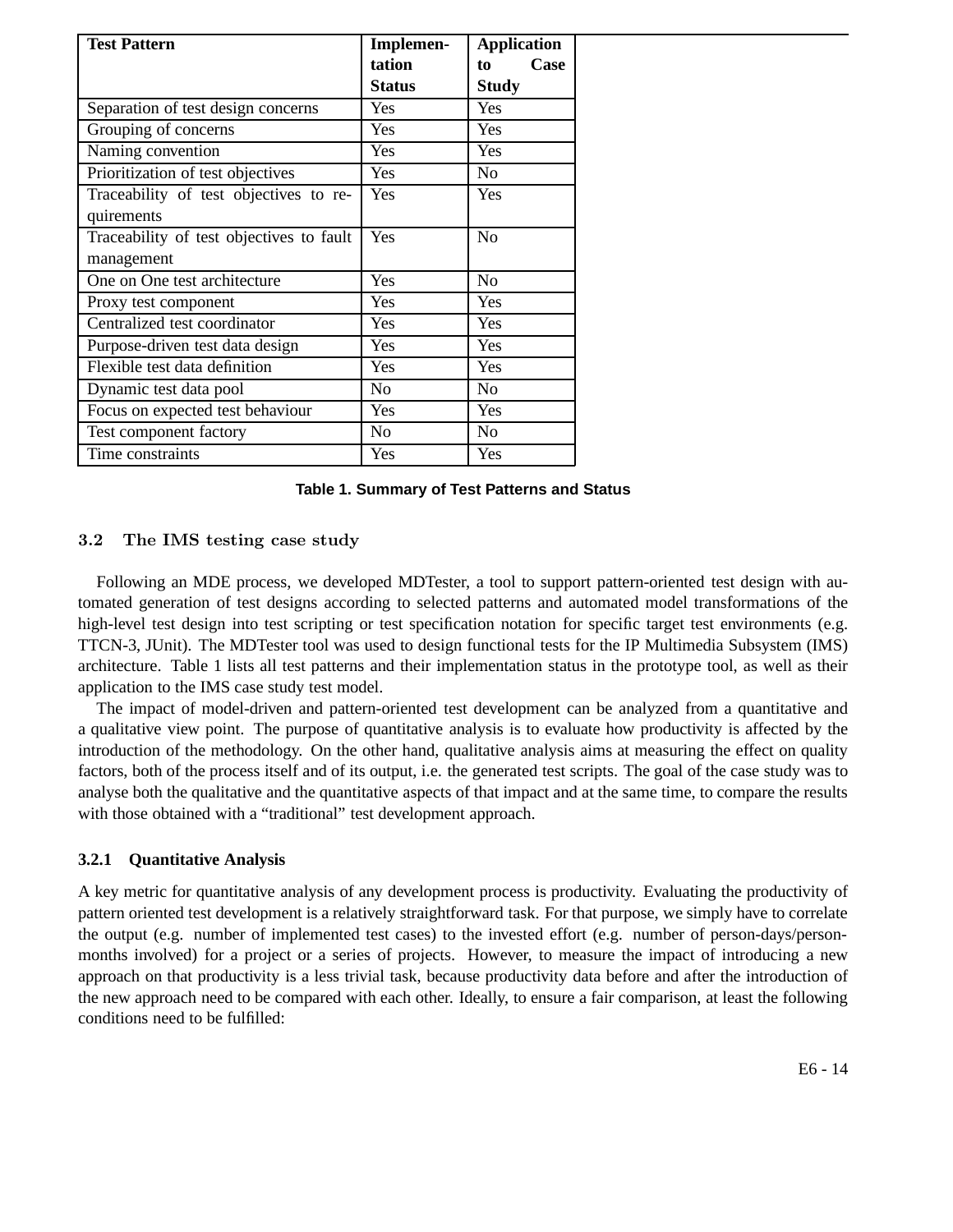| Test Pattern | Implementation Status | Application to Case Study |
|---|---|---|
| Separation of test design concerns | Yes | Yes |
| Grouping of concerns | Yes | Yes |
| Naming convention | Yes | Yes |
| Prioritization of test objectives | Yes | No |
| Traceability of test objectives to requirements | Yes | Yes |
| Traceability of test objectives to fault management | Yes | No |
| One on One test architecture | Yes | No |
| Proxy test component | Yes | Yes |
| Centralized test coordinator | Yes | Yes |
| Purpose-driven test data design | Yes | Yes |
| Flexible test data definition | Yes | Yes |
| Dynamic test data pool | No | No |
| Focus on expected test behaviour | Yes | Yes |
| Test component factory | No | No |
| Time constraints | Yes | Yes |

**Table 1. Summary of Test Patterns and Status**

### 3.2 The IMS testing case study

Following an MDE process, we developed MDTester, a tool to support pattern-oriented test design with automated generation of test designs according to selected patterns and automated model transformations of the high-level test design into test scripting or test specification notation for specific target test environments (e.g. TTCN-3, JUnit). The MDTester tool was used to design functional tests for the IP Multimedia Subsystem (IMS) architecture. Table 1 lists all test patterns and their implementation status in the prototype tool, as well as their application to the IMS case study test model.

The impact of model-driven and pattern-oriented test development can be analyzed from a quantitative and a qualitative view point. The purpose of quantitative analysis is to evaluate how productivity is affected by the introduction of the methodology. On the other hand, qualitative analysis aims at measuring the effect on quality factors, both of the process itself and of its output, i.e. the generated test scripts. The goal of the case study was to analyse both the qualitative and the quantitative aspects of that impact and at the same time, to compare the results with those obtained with a "traditional" test development approach.

#### 3.2.1 Quantitative Analysis

A key metric for quantitative analysis of any development process is productivity. Evaluating the productivity of pattern oriented test development is a relatively straightforward task. For that purpose, we simply have to correlate the output (e.g. number of implemented test cases) to the invested effort (e.g. number of person-days/person-months involved) for a project or a series of projects. However, to measure the impact of introducing a new approach on that productivity is a less trivial task, because productivity data before and after the introduction of the new approach need to be compared with each other. Ideally, to ensure a fair comparison, at least the following conditions need to be fulfilled: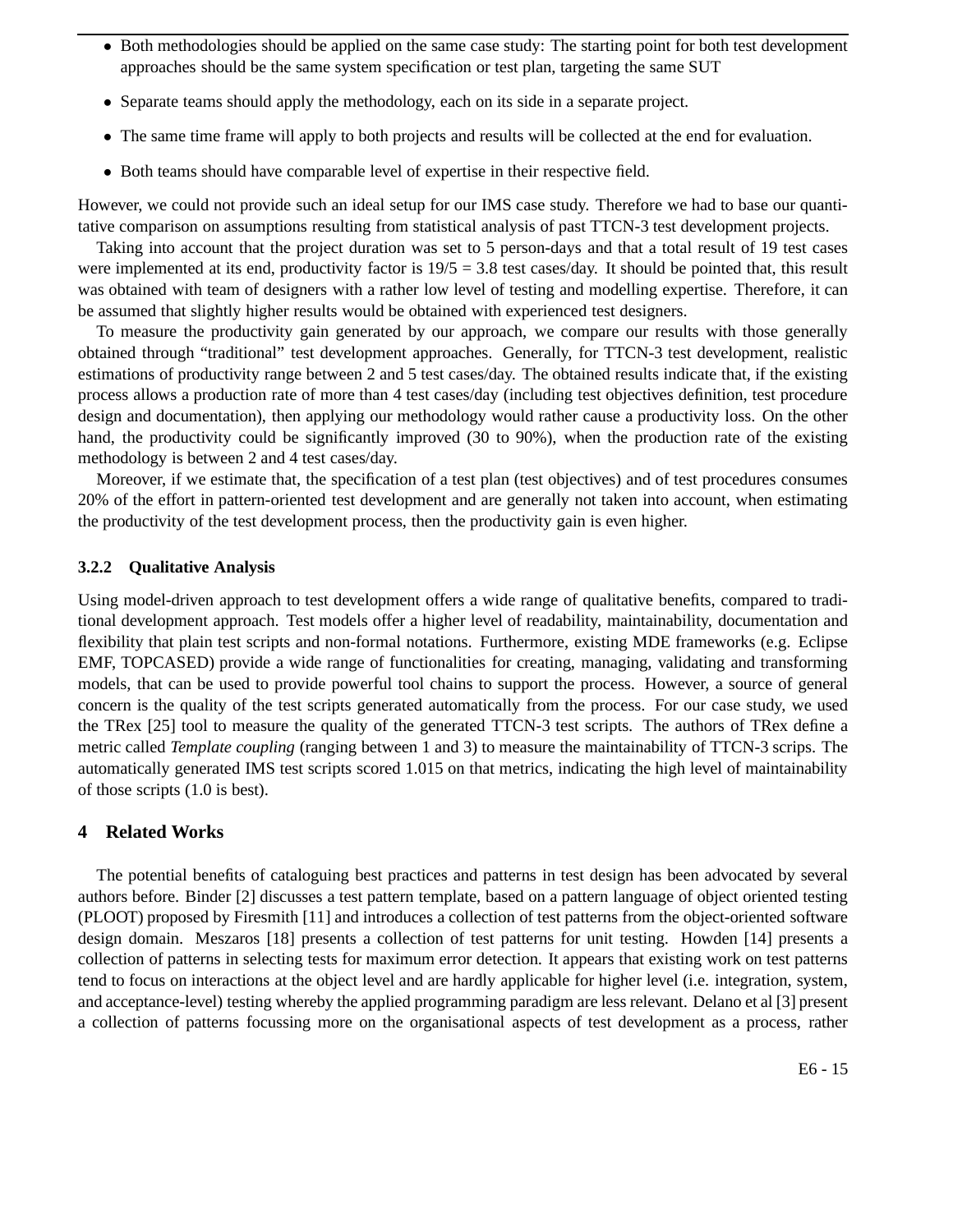- Both methodologies should be applied on the same case study: The starting point for both test development approaches should be the same system specification or test plan, targeting the same SUT
- Separate teams should apply the methodology, each on its side in a separate project.
- The same time frame will apply to both projects and results will be collected at the end for evaluation.
- Both teams should have comparable level of expertise in their respective field.

However, we could not provide such an ideal setup for our IMS case study. Therefore we had to base our quantitative comparison on assumptions resulting from statistical analysis of past TTCN-3 test development projects.

Taking into account that the project duration was set to 5 person-days and that a total result of 19 test cases were implemented at its end, productivity factor is 19/5 = 3.8 test cases/day. It should be pointed that, this result was obtained with team of designers with a rather low level of testing and modelling expertise. Therefore, it can be assumed that slightly higher results would be obtained with experienced test designers.

To measure the productivity gain generated by our approach, we compare our results with those generally obtained through "traditional" test development approaches. Generally, for TTCN-3 test development, realistic estimations of productivity range between 2 and 5 test cases/day. The obtained results indicate that, if the existing process allows a production rate of more than 4 test cases/day (including test objectives definition, test procedure design and documentation), then applying our methodology would rather cause a productivity loss. On the other hand, the productivity could be significantly improved (30 to 90%), when the production rate of the existing methodology is between 2 and 4 test cases/day.

Moreover, if we estimate that, the specification of a test plan (test objectives) and of test procedures consumes 20% of the effort in pattern-oriented test development and are generally not taken into account, when estimating the productivity of the test development process, then the productivity gain is even higher.

#### 3.2.2 Qualitative Analysis

Using model-driven approach to test development offers a wide range of qualitative benefits, compared to traditional development approach. Test models offer a higher level of readability, maintainability, documentation and flexibility that plain test scripts and non-formal notations. Furthermore, existing MDE frameworks (e.g. Eclipse EMF, TOPCASED) provide a wide range of functionalities for creating, managing, validating and transforming models, that can be used to provide powerful tool chains to support the process. However, a source of general concern is the quality of the test scripts generated automatically from the process. For our case study, we used the TRex [25] tool to measure the quality of the generated TTCN-3 test scripts. The authors of TRex define a metric called *Template coupling* (ranging between 1 and 3) to measure the maintainability of TTCN-3 scrips. The automatically generated IMS test scripts scored 1.015 on that metrics, indicating the high level of maintainability of those scripts (1.0 is best).

## 4 Related Works

The potential benefits of cataloguing best practices and patterns in test design has been advocated by several authors before. Binder [2] discusses a test pattern template, based on a pattern language of object oriented testing (PLOOT) proposed by Firesmith [11] and introduces a collection of test patterns from the object-oriented software design domain. Meszaros [18] presents a collection of test patterns for unit testing. Howden [14] presents a collection of patterns in selecting tests for maximum error detection. It appears that existing work on test patterns tend to focus on interactions at the object level and are hardly applicable for higher level (i.e. integration, system, and acceptance-level) testing whereby the applied programming paradigm are less relevant. Delano et al [3] present a collection of patterns focussing more on the organisational aspects of test development as a process, rather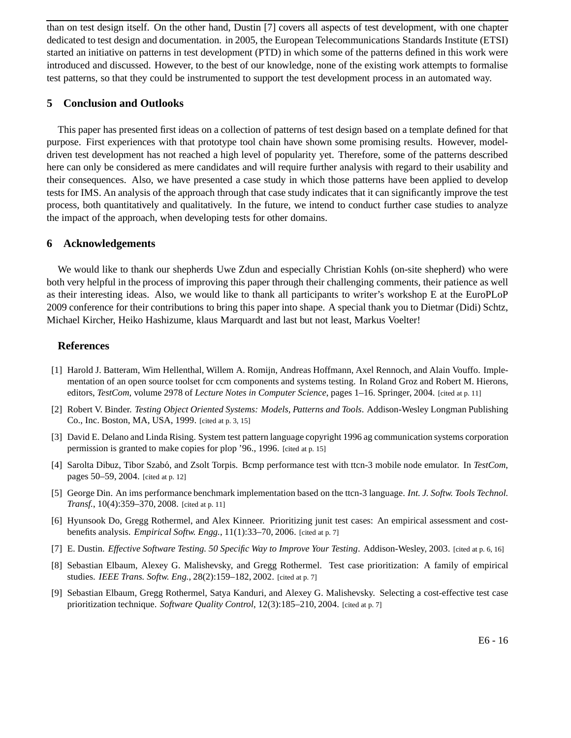than on test design itself. On the other hand, Dustin [7] covers all aspects of test development, with one chapter dedicated to test design and documentation. in 2005, the European Telecommunications Standards Institute (ETSI) started an initiative on patterns in test development (PTD) in which some of the patterns defined in this work were introduced and discussed. However, to the best of our knowledge, none of the existing work attempts to formalise test patterns, so that they could be instrumented to support the test development process in an automated way.

## 5 Conclusion and Outlooks

This paper has presented first ideas on a collection of patterns of test design based on a template defined for that purpose. First experiences with that prototype tool chain have shown some promising results. However, model-driven test development has not reached a high level of popularity yet. Therefore, some of the patterns described here can only be considered as mere candidates and will require further analysis with regard to their usability and their consequences. Also, we have presented a case study in which those patterns have been applied to develop tests for IMS. An analysis of the approach through that case study indicates that it can significantly improve the test process, both quantitatively and qualitatively. In the future, we intend to conduct further case studies to analyze the impact of the approach, when developing tests for other domains.

## 6 Acknowledgements

We would like to thank our shepherds Uwe Zdun and especially Christian Kohls (on-site shepherd) who were both very helpful in the process of improving this paper through their challenging comments, their patience as well as their interesting ideas. Also, we would like to thank all participants to writer's workshop E at the EuroPLoP 2009 conference for their contributions to bring this paper into shape. A special thank you to Dietmar (Didi) Schtz, Michael Kircher, Heiko Hashizume, klaus Marquardt and last but not least, Markus Voelter!

## References

[1] Harold J. Batteram, Wim Hellenthal, Willem A. Romijn, Andreas Hoffmann, Axel Rennoch, and Alain Vouffo. Implementation of an open source toolset for ccm components and systems testing. In Roland Groz and Robert M. Hierons, editors, *TestCom*, volume 2978 of *Lecture Notes in Computer Science*, pages 1–16. Springer, 2004. [cited at p. 11]

[2] Robert V. Binder. *Testing Object Oriented Systems: Models, Patterns and Tools*. Addison-Wesley Longman Publishing Co., Inc. Boston, MA, USA, 1999. [cited at p. 3, 15]

[3] David E. Delano and Linda Rising. System test pattern language copyright 1996 ag communication systems corporation permission is granted to make copies for plop '96., 1996. [cited at p. 15]

[4] Sarolta Dibuz, Tibor Szabó, and Zsolt Torpis. Bcmp performance test with ttcn-3 mobile node emulator. In *TestCom*, pages 50–59, 2004. [cited at p. 12]

[5] George Din. An ims performance benchmark implementation based on the ttcn-3 language. *Int. J. Softw. Tools Technol. Transf.*, 10(4):359–370, 2008. [cited at p. 11]

[6] Hyunsook Do, Gregg Rothermel, and Alex Kinneer. Prioritizing junit test cases: An empirical assessment and cost-benefits analysis. *Empirical Softw. Engg.*, 11(1):33–70, 2006. [cited at p. 7]

[7] E. Dustin. *Effective Software Testing. 50 Specific Way to Improve Your Testing*. Addison-Wesley, 2003. [cited at p. 6, 16]

[8] Sebastian Elbaum, Alexey G. Malishevsky, and Gregg Rothermel. Test case prioritization: A family of empirical studies. *IEEE Trans. Softw. Eng.*, 28(2):159–182, 2002. [cited at p. 7]

[9] Sebastian Elbaum, Gregg Rothermel, Satya Kanduri, and Alexey G. Malishevsky. Selecting a cost-effective test case prioritization technique. *Software Quality Control*, 12(3):185–210, 2004. [cited at p. 7]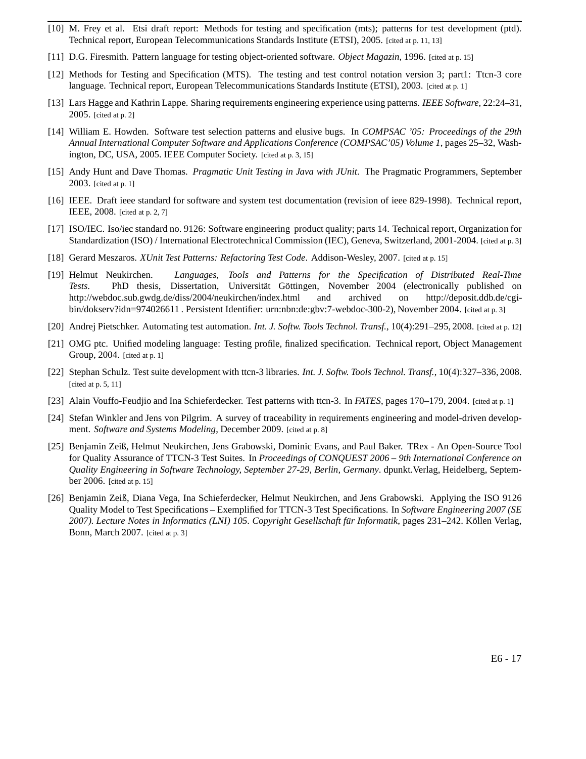[10] M. Frey et al. Etsi draft report: Methods for testing and specification (mts); patterns for test development (ptd). Technical report, European Telecommunications Standards Institute (ETSI), 2005. [cited at p. 11, 13]

[11] D.G. Firesmith. Pattern language for testing object-oriented software. *Object Magazin*, 1996. [cited at p. 15]

[12] Methods for Testing and Specification (MTS). The testing and test control notation version 3; part1: Ttcn-3 core language. Technical report, European Telecommunications Standards Institute (ETSI), 2003. [cited at p. 1]

[13] Lars Hagge and Kathrin Lappe. Sharing requirements engineering experience using patterns. *IEEE Software*, 22:24–31, 2005. [cited at p. 2]

[14] William E. Howden. Software test selection patterns and elusive bugs. In *COMPSAC '05: Proceedings of the 29th Annual International Computer Software and Applications Conference (COMPSAC'05) Volume 1*, pages 25–32, Washington, DC, USA, 2005. IEEE Computer Society. [cited at p. 3, 15]

[15] Andy Hunt and Dave Thomas. *Pragmatic Unit Testing in Java with JUnit*. The Pragmatic Programmers, September 2003. [cited at p. 1]

[16] IEEE. Draft ieee standard for software and system test documentation (revision of ieee 829-1998). Technical report, IEEE, 2008. [cited at p. 2, 7]

[17] ISO/IEC. Iso/iec standard no. 9126: Software engineering product quality; parts 14. Technical report, Organization for Standardization (ISO) / International Electrotechnical Commission (IEC), Geneva, Switzerland, 2001-2004. [cited at p. 3]

[18] Gerard Meszaros. *XUnit Test Patterns: Refactoring Test Code*. Addison-Wesley, 2007. [cited at p. 15]

[19] Helmut Neukirchen. *Languages, Tools and Patterns for the Specification of Distributed Real-Time Tests*. PhD thesis, Dissertation, Universität Göttingen, November 2004 (electronically published on http://webdoc.sub.gwdg.de/diss/2004/neukirchen/index.html and archived on http://deposit.ddb.de/cgi-bin/dokserv?idn=974026611 . Persistent Identifier: urn:nbn:de:gbv:7-webdoc-300-2), November 2004. [cited at p. 3]

[20] Andrej Pietschker. Automating test automation. *Int. J. Softw. Tools Technol. Transf.*, 10(4):291–295, 2008. [cited at p. 12]

[21] OMG ptc. Unified modeling language: Testing profile, finalized specification. Technical report, Object Management Group, 2004. [cited at p. 1]

[22] Stephan Schulz. Test suite development with ttcn-3 libraries. *Int. J. Softw. Tools Technol. Transf.*, 10(4):327–336, 2008. [cited at p. 5, 11]

[23] Alain Vouffo-Feudjio and Ina Schieferdecker. Test patterns with ttcn-3. In *FATES*, pages 170–179, 2004. [cited at p. 1]

[24] Stefan Winkler and Jens von Pilgrim. A survey of traceability in requirements engineering and model-driven development. *Software and Systems Modeling*, December 2009. [cited at p. 8]

[25] Benjamin Zeiß, Helmut Neukirchen, Jens Grabowski, Dominic Evans, and Paul Baker. TRex - An Open-Source Tool for Quality Assurance of TTCN-3 Test Suites. In *Proceedings of CONQUEST 2006 – 9th International Conference on Quality Engineering in Software Technology, September 27-29, Berlin, Germany*. dpunkt.Verlag, Heidelberg, September 2006. [cited at p. 15]

[26] Benjamin Zeiß, Diana Vega, Ina Schieferdecker, Helmut Neukirchen, and Jens Grabowski. Applying the ISO 9126 Quality Model to Test Specifications – Exemplified for TTCN-3 Test Specifications. In *Software Engineering 2007 (SE 2007). Lecture Notes in Informatics (LNI) 105. Copyright Gesellschaft für Informatik*, pages 231–242. Köllen Verlag, Bonn, March 2007. [cited at p. 3]